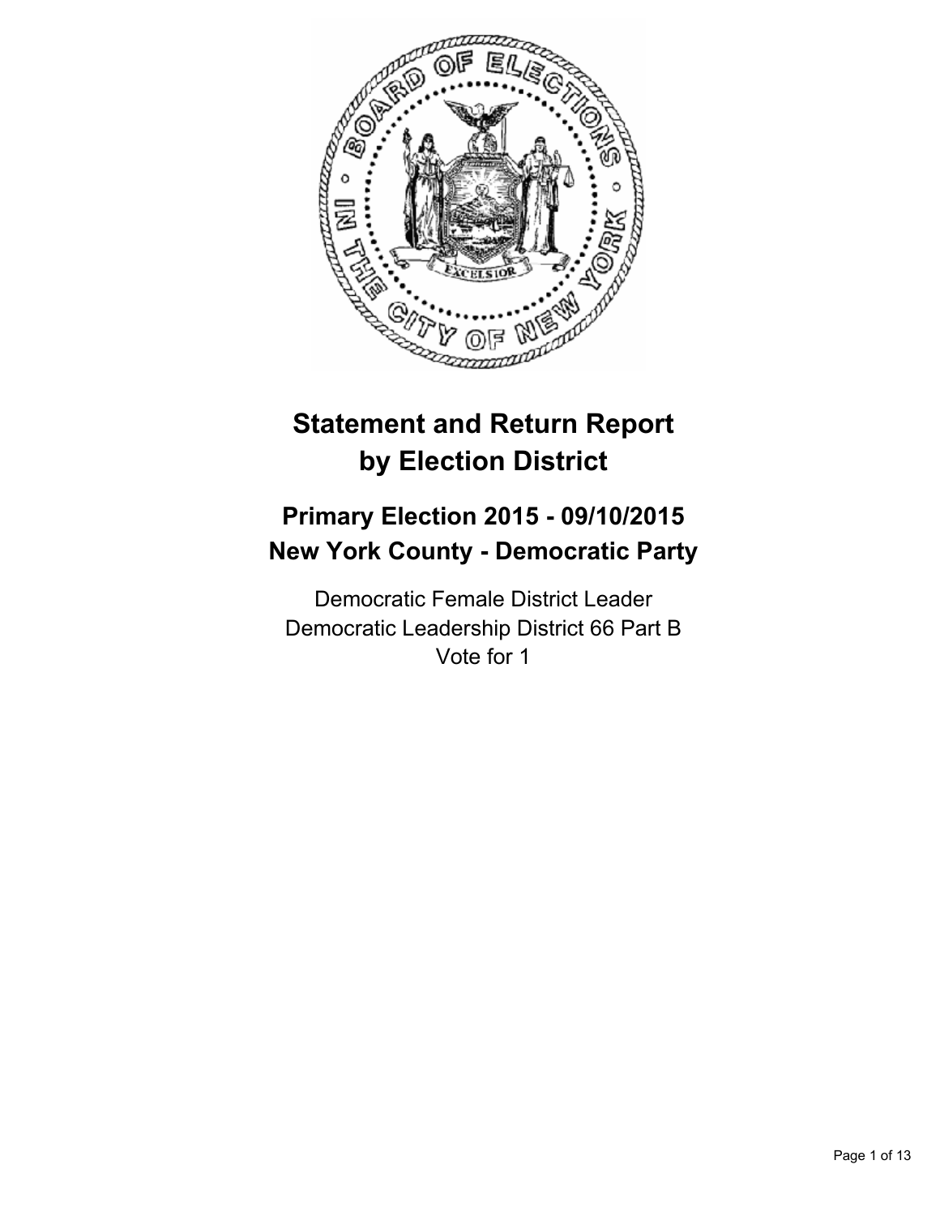# Statement and Return Report by Election District

## Primary Election 2015 - 09/10/2015
## New York County - Democratic Party

Democratic Female District Leader
Democratic Leadership District 66 Part B
Vote for 1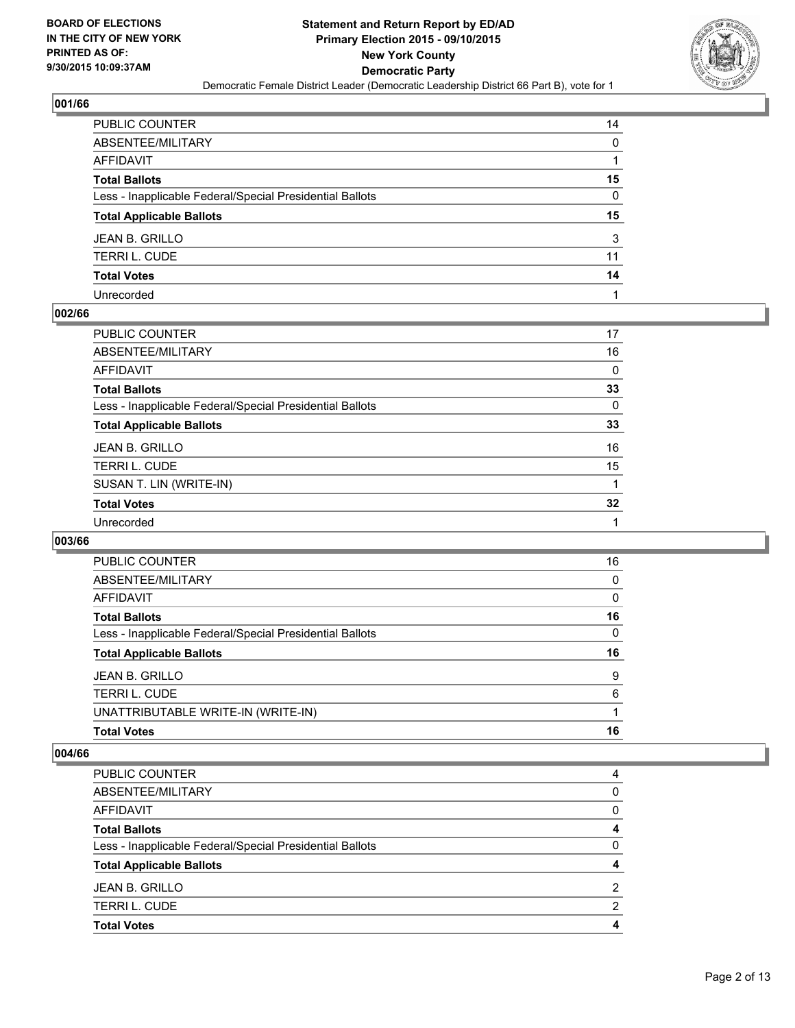# Statement and Return Report by ED/AD
## Primary Election 2015 - 09/10/2015
## New York County
## Democratic Party

Democratic Female District Leader (Democratic Leadership District 66 Part B), vote for 1

BOARD OF ELECTIONS IN THE CITY OF NEW YORK PRINTED AS OF: 9/30/2015 10:09:37AM

### 001/66

| | |
|---|---|
| PUBLIC COUNTER | 14 |
| ABSENTEE/MILITARY | 0 |
| AFFIDAVIT | 1 |
| **Total Ballots** | **15** |
| Less - Inapplicable Federal/Special Presidential Ballots | 0 |
| **Total Applicable Ballots** | **15** |
| JEAN B. GRILLO | 3 |
| TERRI L. CUDE | 11 |
| **Total Votes** | **14** |
| Unrecorded | 1 |

### 002/66

| | |
|---|---|
| PUBLIC COUNTER | 17 |
| ABSENTEE/MILITARY | 16 |
| AFFIDAVIT | 0 |
| **Total Ballots** | **33** |
| Less - Inapplicable Federal/Special Presidential Ballots | 0 |
| **Total Applicable Ballots** | **33** |
| JEAN B. GRILLO | 16 |
| TERRI L. CUDE | 15 |
| SUSAN T. LIN (WRITE-IN) | 1 |
| **Total Votes** | **32** |
| Unrecorded | 1 |

### 003/66

| | |
|---|---|
| PUBLIC COUNTER | 16 |
| ABSENTEE/MILITARY | 0 |
| AFFIDAVIT | 0 |
| **Total Ballots** | **16** |
| Less - Inapplicable Federal/Special Presidential Ballots | 0 |
| **Total Applicable Ballots** | **16** |
| JEAN B. GRILLO | 9 |
| TERRI L. CUDE | 6 |
| UNATTRIBUTABLE WRITE-IN (WRITE-IN) | 1 |
| **Total Votes** | **16** |

### 004/66

| | |
|---|---|
| PUBLIC COUNTER | 4 |
| ABSENTEE/MILITARY | 0 |
| AFFIDAVIT | 0 |
| **Total Ballots** | **4** |
| Less - Inapplicable Federal/Special Presidential Ballots | 0 |
| **Total Applicable Ballots** | **4** |
| JEAN B. GRILLO | 2 |
| TERRI L. CUDE | 2 |
| **Total Votes** | **4** |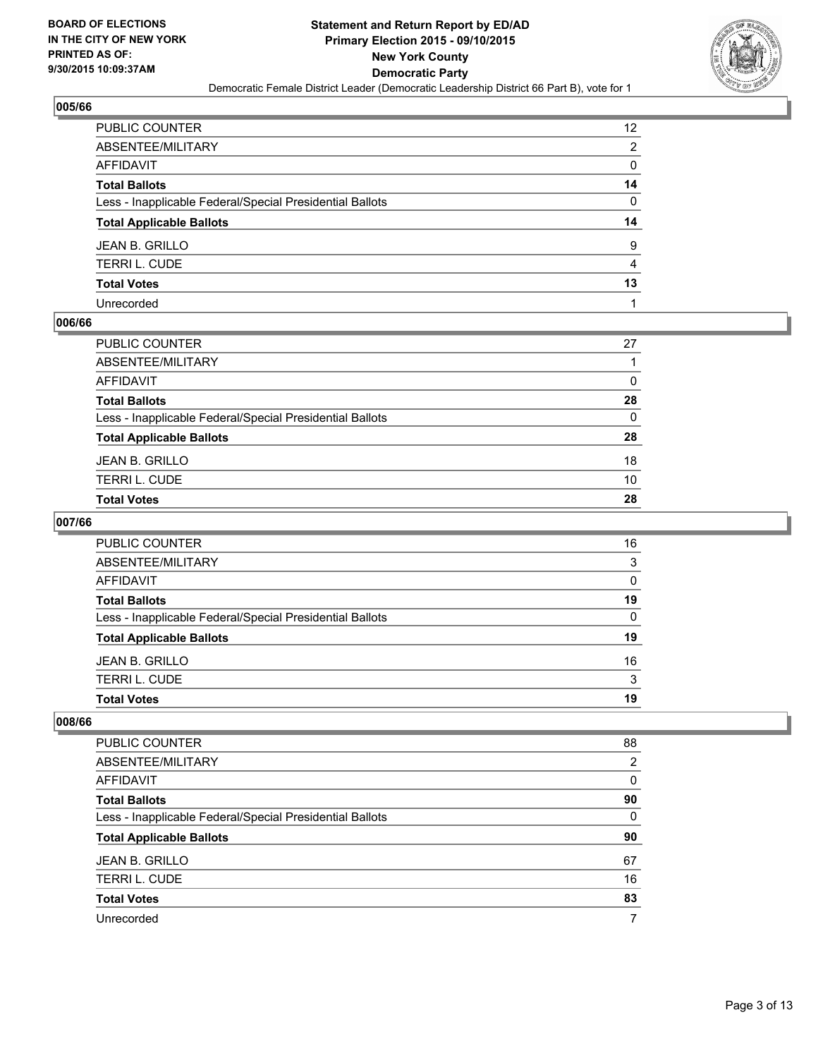**BOARD OF ELECTIONS IN THE CITY OF NEW YORK PRINTED AS OF: 9/30/2015 10:09:37AM**

**Statement and Return Report by ED/AD Primary Election 2015 - 09/10/2015 New York County Democratic Party**

Democratic Female District Leader (Democratic Leadership District 66 Part B), vote for 1

### 005/66

| | |
|---|---|
| PUBLIC COUNTER | 12 |
| ABSENTEE/MILITARY | 2 |
| AFFIDAVIT | 0 |
| **Total Ballots** | **14** |
| Less - Inapplicable Federal/Special Presidential Ballots | 0 |
| **Total Applicable Ballots** | **14** |
| JEAN B. GRILLO | 9 |
| TERRI L. CUDE | 4 |
| **Total Votes** | **13** |
| Unrecorded | 1 |

### 006/66

| | |
|---|---|
| PUBLIC COUNTER | 27 |
| ABSENTEE/MILITARY | 1 |
| AFFIDAVIT | 0 |
| **Total Ballots** | **28** |
| Less - Inapplicable Federal/Special Presidential Ballots | 0 |
| **Total Applicable Ballots** | **28** |
| JEAN B. GRILLO | 18 |
| TERRI L. CUDE | 10 |
| **Total Votes** | **28** |

### 007/66

| | |
|---|---|
| PUBLIC COUNTER | 16 |
| ABSENTEE/MILITARY | 3 |
| AFFIDAVIT | 0 |
| **Total Ballots** | **19** |
| Less - Inapplicable Federal/Special Presidential Ballots | 0 |
| **Total Applicable Ballots** | **19** |
| JEAN B. GRILLO | 16 |
| TERRI L. CUDE | 3 |
| **Total Votes** | **19** |

### 008/66

| | |
|---|---|
| PUBLIC COUNTER | 88 |
| ABSENTEE/MILITARY | 2 |
| AFFIDAVIT | 0 |
| **Total Ballots** | **90** |
| Less - Inapplicable Federal/Special Presidential Ballots | 0 |
| **Total Applicable Ballots** | **90** |
| JEAN B. GRILLO | 67 |
| TERRI L. CUDE | 16 |
| **Total Votes** | **83** |
| Unrecorded | 7 |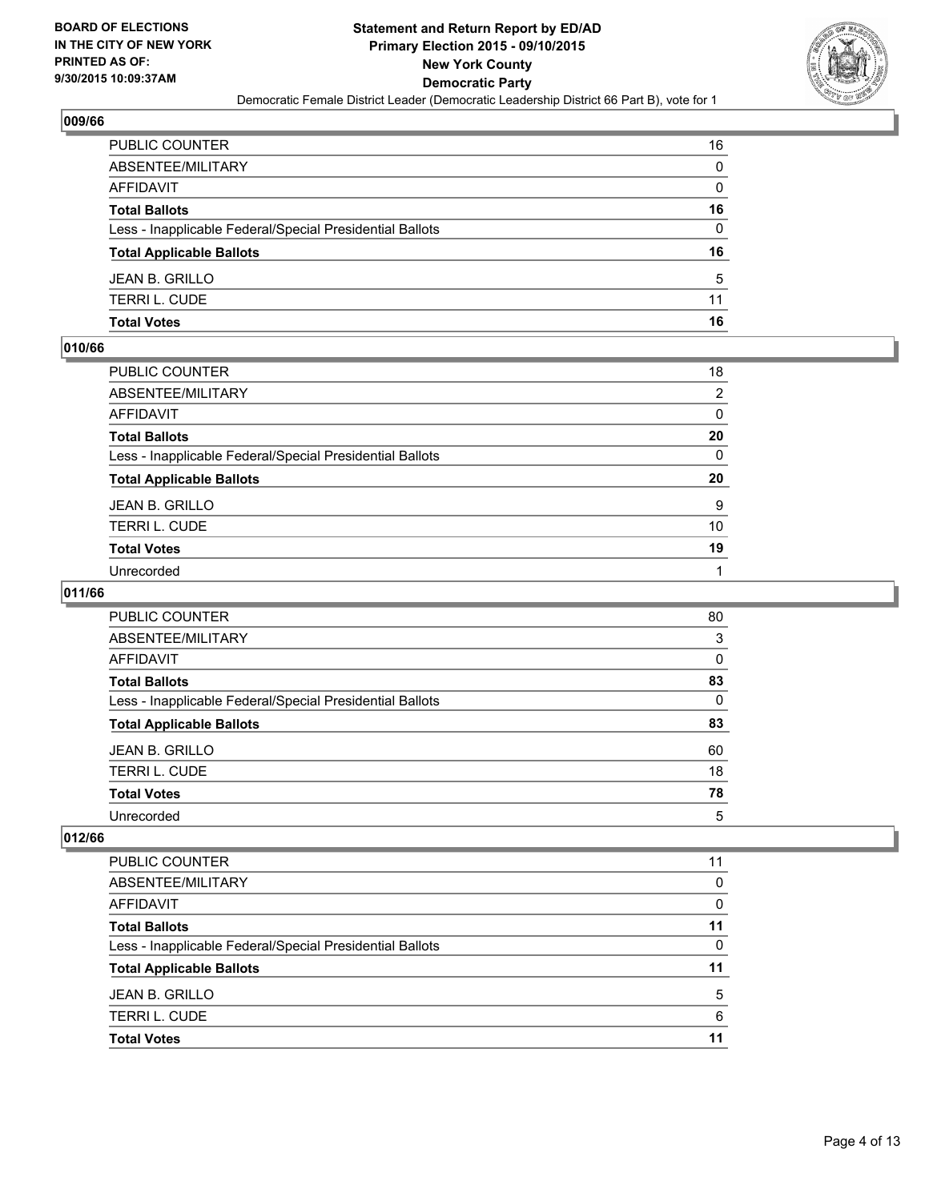BOARD OF ELECTIONS
IN THE CITY OF NEW YORK
PRINTED AS OF:
9/30/2015 10:09:37AM

**Statement and Return Report by ED/AD**
**Primary Election 2015 - 09/10/2015**
**New York County**
**Democratic Party**
Democratic Female District Leader (Democratic Leadership District 66 Part B), vote for 1

### 009/66

| | |
|---|---|
| PUBLIC COUNTER | 16 |
| ABSENTEE/MILITARY | 0 |
| AFFIDAVIT | 0 |
| **Total Ballots** | **16** |
| Less - Inapplicable Federal/Special Presidential Ballots | 0 |
| **Total Applicable Ballots** | **16** |
| JEAN B. GRILLO | 5 |
| TERRI L. CUDE | 11 |
| **Total Votes** | **16** |

### 010/66

| | |
|---|---|
| PUBLIC COUNTER | 18 |
| ABSENTEE/MILITARY | 2 |
| AFFIDAVIT | 0 |
| **Total Ballots** | **20** |
| Less - Inapplicable Federal/Special Presidential Ballots | 0 |
| **Total Applicable Ballots** | **20** |
| JEAN B. GRILLO | 9 |
| TERRI L. CUDE | 10 |
| **Total Votes** | **19** |
| Unrecorded | 1 |

### 011/66

| | |
|---|---|
| PUBLIC COUNTER | 80 |
| ABSENTEE/MILITARY | 3 |
| AFFIDAVIT | 0 |
| **Total Ballots** | **83** |
| Less - Inapplicable Federal/Special Presidential Ballots | 0 |
| **Total Applicable Ballots** | **83** |
| JEAN B. GRILLO | 60 |
| TERRI L. CUDE | 18 |
| **Total Votes** | **78** |
| Unrecorded | 5 |

### 012/66

| | |
|---|---|
| PUBLIC COUNTER | 11 |
| ABSENTEE/MILITARY | 0 |
| AFFIDAVIT | 0 |
| **Total Ballots** | **11** |
| Less - Inapplicable Federal/Special Presidential Ballots | 0 |
| **Total Applicable Ballots** | **11** |
| JEAN B. GRILLO | 5 |
| TERRI L. CUDE | 6 |
| **Total Votes** | **11** |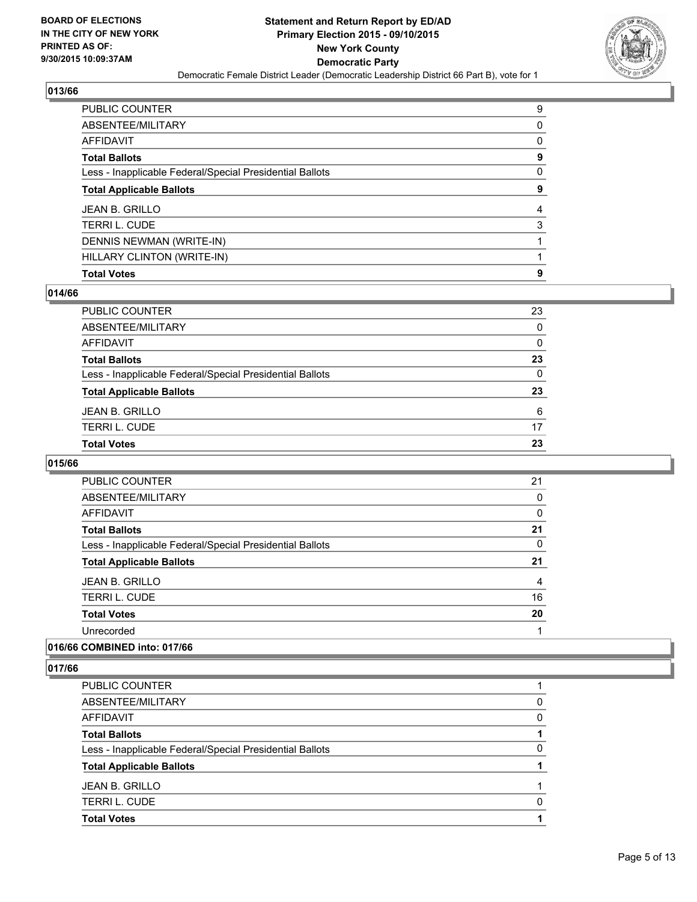**BOARD OF ELECTIONS IN THE CITY OF NEW YORK PRINTED AS OF: 9/30/2015 10:09:37AM**

**Statement and Return Report by ED/AD**
**Primary Election 2015 - 09/10/2015**
**New York County**
**Democratic Party**
Democratic Female District Leader (Democratic Leadership District 66 Part B), vote for 1

### 013/66

| | |
|---|---|
| PUBLIC COUNTER | 9 |
| ABSENTEE/MILITARY | 0 |
| AFFIDAVIT | 0 |
| **Total Ballots** | **9** |
| Less - Inapplicable Federal/Special Presidential Ballots | 0 |
| **Total Applicable Ballots** | **9** |
| JEAN B. GRILLO | 4 |
| TERRI L. CUDE | 3 |
| DENNIS NEWMAN (WRITE-IN) | 1 |
| HILLARY CLINTON (WRITE-IN) | 1 |
| **Total Votes** | **9** |

### 014/66

| | |
|---|---|
| PUBLIC COUNTER | 23 |
| ABSENTEE/MILITARY | 0 |
| AFFIDAVIT | 0 |
| **Total Ballots** | **23** |
| Less - Inapplicable Federal/Special Presidential Ballots | 0 |
| **Total Applicable Ballots** | **23** |
| JEAN B. GRILLO | 6 |
| TERRI L. CUDE | 17 |
| **Total Votes** | **23** |

### 015/66

| | |
|---|---|
| PUBLIC COUNTER | 21 |
| ABSENTEE/MILITARY | 0 |
| AFFIDAVIT | 0 |
| **Total Ballots** | **21** |
| Less - Inapplicable Federal/Special Presidential Ballots | 0 |
| **Total Applicable Ballots** | **21** |
| JEAN B. GRILLO | 4 |
| TERRI L. CUDE | 16 |
| **Total Votes** | **20** |
| Unrecorded | 1 |

### 016/66 COMBINED into: 017/66

### 017/66

| | |
|---|---|
| PUBLIC COUNTER | 1 |
| ABSENTEE/MILITARY | 0 |
| AFFIDAVIT | 0 |
| **Total Ballots** | **1** |
| Less - Inapplicable Federal/Special Presidential Ballots | 0 |
| **Total Applicable Ballots** | **1** |
| JEAN B. GRILLO | 1 |
| TERRI L. CUDE | 0 |
| **Total Votes** | **1** |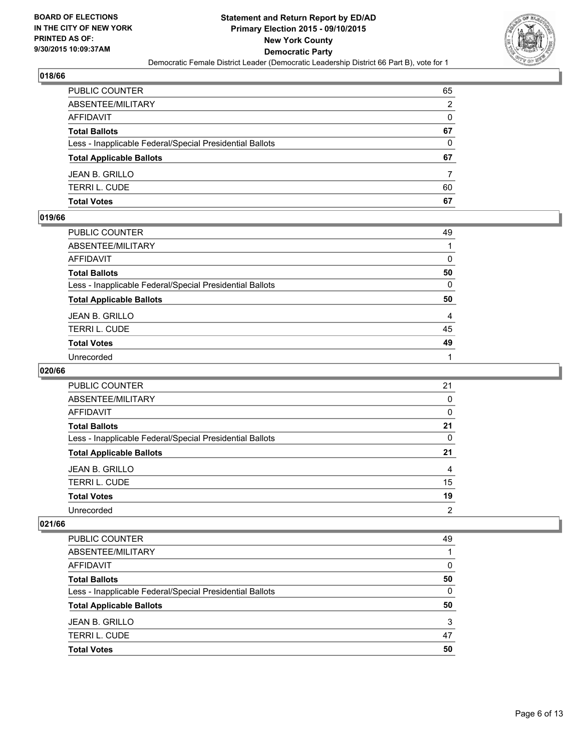BOARD OF ELECTIONS
IN THE CITY OF NEW YORK
PRINTED AS OF:
9/30/2015 10:09:37AM

**Statement and Return Report by ED/AD**
**Primary Election 2015 - 09/10/2015**
**New York County**
**Democratic Party**
Democratic Female District Leader (Democratic Leadership District 66 Part B), vote for 1

### 018/66

| | |
|---|---|
| PUBLIC COUNTER | 65 |
| ABSENTEE/MILITARY | 2 |
| AFFIDAVIT | 0 |
| **Total Ballots** | **67** |
| Less - Inapplicable Federal/Special Presidential Ballots | 0 |
| **Total Applicable Ballots** | **67** |
| JEAN B. GRILLO | 7 |
| TERRI L. CUDE | 60 |
| **Total Votes** | **67** |

### 019/66

| | |
|---|---|
| PUBLIC COUNTER | 49 |
| ABSENTEE/MILITARY | 1 |
| AFFIDAVIT | 0 |
| **Total Ballots** | **50** |
| Less - Inapplicable Federal/Special Presidential Ballots | 0 |
| **Total Applicable Ballots** | **50** |
| JEAN B. GRILLO | 4 |
| TERRI L. CUDE | 45 |
| **Total Votes** | **49** |
| Unrecorded | 1 |

### 020/66

| | |
|---|---|
| PUBLIC COUNTER | 21 |
| ABSENTEE/MILITARY | 0 |
| AFFIDAVIT | 0 |
| **Total Ballots** | **21** |
| Less - Inapplicable Federal/Special Presidential Ballots | 0 |
| **Total Applicable Ballots** | **21** |
| JEAN B. GRILLO | 4 |
| TERRI L. CUDE | 15 |
| **Total Votes** | **19** |
| Unrecorded | 2 |

### 021/66

| | |
|---|---|
| PUBLIC COUNTER | 49 |
| ABSENTEE/MILITARY | 1 |
| AFFIDAVIT | 0 |
| **Total Ballots** | **50** |
| Less - Inapplicable Federal/Special Presidential Ballots | 0 |
| **Total Applicable Ballots** | **50** |
| JEAN B. GRILLO | 3 |
| TERRI L. CUDE | 47 |
| **Total Votes** | **50** |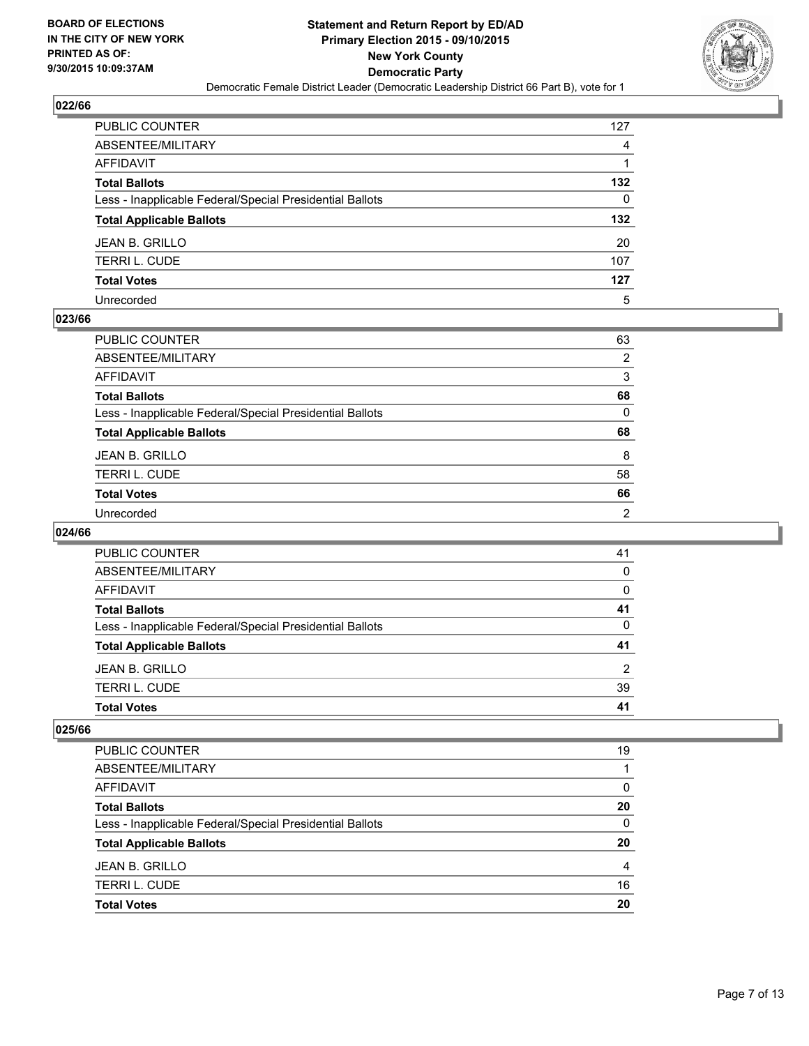BOARD OF ELECTIONS
IN THE CITY OF NEW YORK
PRINTED AS OF:
9/30/2015 10:09:37AM

**Statement and Return Report by ED/AD**
**Primary Election 2015 - 09/10/2015**
**New York County**
**Democratic Party**
Democratic Female District Leader (Democratic Leadership District 66 Part B), vote for 1

## 022/66

| | |
|---|---|
| PUBLIC COUNTER | 127 |
| ABSENTEE/MILITARY | 4 |
| AFFIDAVIT | 1 |
| **Total Ballots** | **132** |
| Less - Inapplicable Federal/Special Presidential Ballots | 0 |
| **Total Applicable Ballots** | **132** |
| JEAN B. GRILLO | 20 |
| TERRI L. CUDE | 107 |
| **Total Votes** | **127** |
| Unrecorded | 5 |

## 023/66

| | |
|---|---|
| PUBLIC COUNTER | 63 |
| ABSENTEE/MILITARY | 2 |
| AFFIDAVIT | 3 |
| **Total Ballots** | **68** |
| Less - Inapplicable Federal/Special Presidential Ballots | 0 |
| **Total Applicable Ballots** | **68** |
| JEAN B. GRILLO | 8 |
| TERRI L. CUDE | 58 |
| **Total Votes** | **66** |
| Unrecorded | 2 |

## 024/66

| | |
|---|---|
| PUBLIC COUNTER | 41 |
| ABSENTEE/MILITARY | 0 |
| AFFIDAVIT | 0 |
| **Total Ballots** | **41** |
| Less - Inapplicable Federal/Special Presidential Ballots | 0 |
| **Total Applicable Ballots** | **41** |
| JEAN B. GRILLO | 2 |
| TERRI L. CUDE | 39 |
| **Total Votes** | **41** |

## 025/66

| | |
|---|---|
| PUBLIC COUNTER | 19 |
| ABSENTEE/MILITARY | 1 |
| AFFIDAVIT | 0 |
| **Total Ballots** | **20** |
| Less - Inapplicable Federal/Special Presidential Ballots | 0 |
| **Total Applicable Ballots** | **20** |
| JEAN B. GRILLO | 4 |
| TERRI L. CUDE | 16 |
| **Total Votes** | **20** |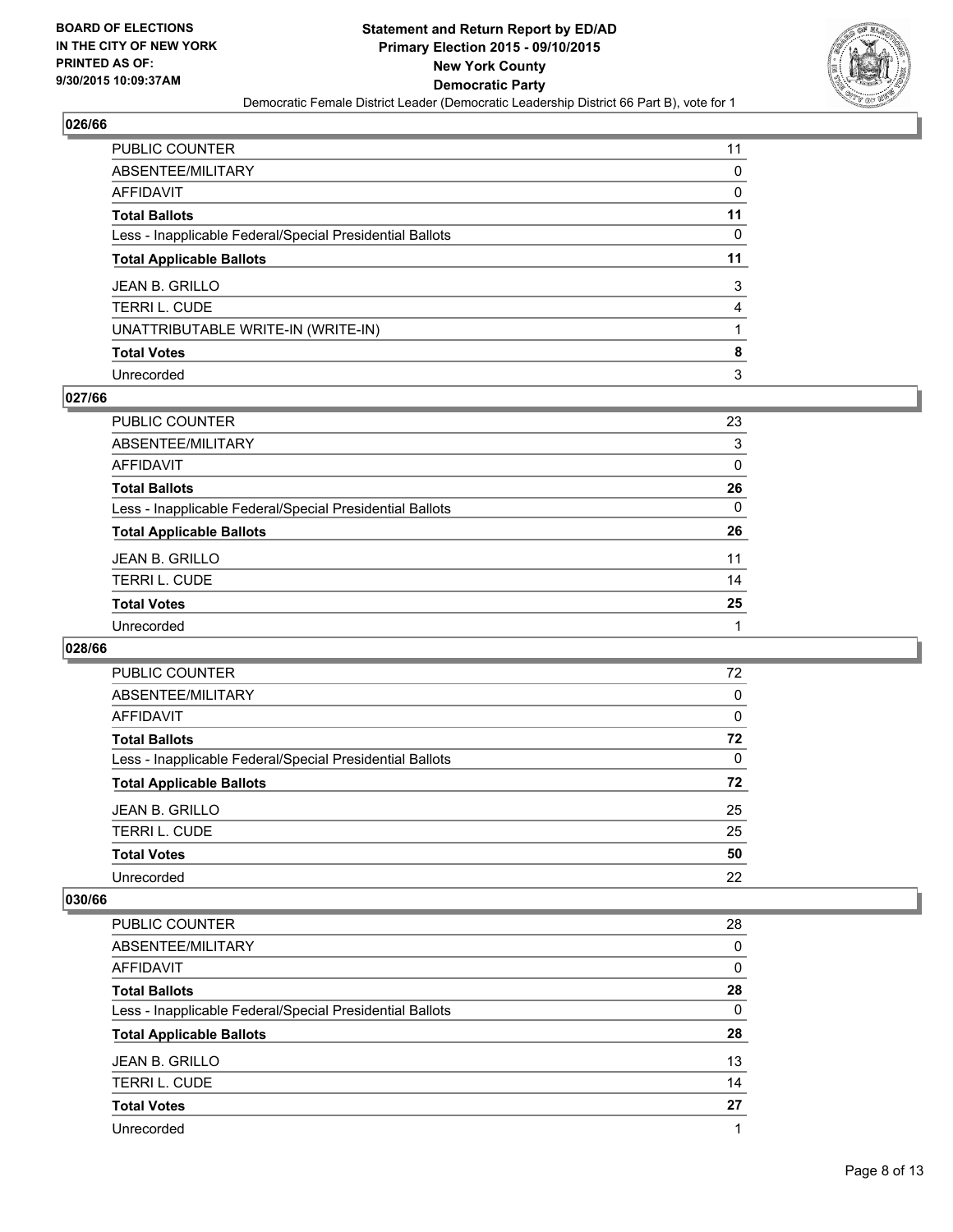**BOARD OF ELECTIONS IN THE CITY OF NEW YORK PRINTED AS OF: 9/30/2015 10:09:37AM**

# Statement and Return Report by ED/AD
## Primary Election 2015 - 09/10/2015
## New York County
## Democratic Party
### Democratic Female District Leader (Democratic Leadership District 66 Part B), vote for 1

### 026/66

| | |
|---|---|
| PUBLIC COUNTER | 11 |
| ABSENTEE/MILITARY | 0 |
| AFFIDAVIT | 0 |
| **Total Ballots** | **11** |
| Less - Inapplicable Federal/Special Presidential Ballots | 0 |
| **Total Applicable Ballots** | **11** |
| JEAN B. GRILLO | 3 |
| TERRI L. CUDE | 4 |
| UNATTRIBUTABLE WRITE-IN (WRITE-IN) | 1 |
| **Total Votes** | **8** |
| Unrecorded | 3 |

### 027/66

| | |
|---|---|
| PUBLIC COUNTER | 23 |
| ABSENTEE/MILITARY | 3 |
| AFFIDAVIT | 0 |
| **Total Ballots** | **26** |
| Less - Inapplicable Federal/Special Presidential Ballots | 0 |
| **Total Applicable Ballots** | **26** |
| JEAN B. GRILLO | 11 |
| TERRI L. CUDE | 14 |
| **Total Votes** | **25** |
| Unrecorded | 1 |

### 028/66

| | |
|---|---|
| PUBLIC COUNTER | 72 |
| ABSENTEE/MILITARY | 0 |
| AFFIDAVIT | 0 |
| **Total Ballots** | **72** |
| Less - Inapplicable Federal/Special Presidential Ballots | 0 |
| **Total Applicable Ballots** | **72** |
| JEAN B. GRILLO | 25 |
| TERRI L. CUDE | 25 |
| **Total Votes** | **50** |
| Unrecorded | 22 |

### 030/66

| | |
|---|---|
| PUBLIC COUNTER | 28 |
| ABSENTEE/MILITARY | 0 |
| AFFIDAVIT | 0 |
| **Total Ballots** | **28** |
| Less - Inapplicable Federal/Special Presidential Ballots | 0 |
| **Total Applicable Ballots** | **28** |
| JEAN B. GRILLO | 13 |
| TERRI L. CUDE | 14 |
| **Total Votes** | **27** |
| Unrecorded | 1 |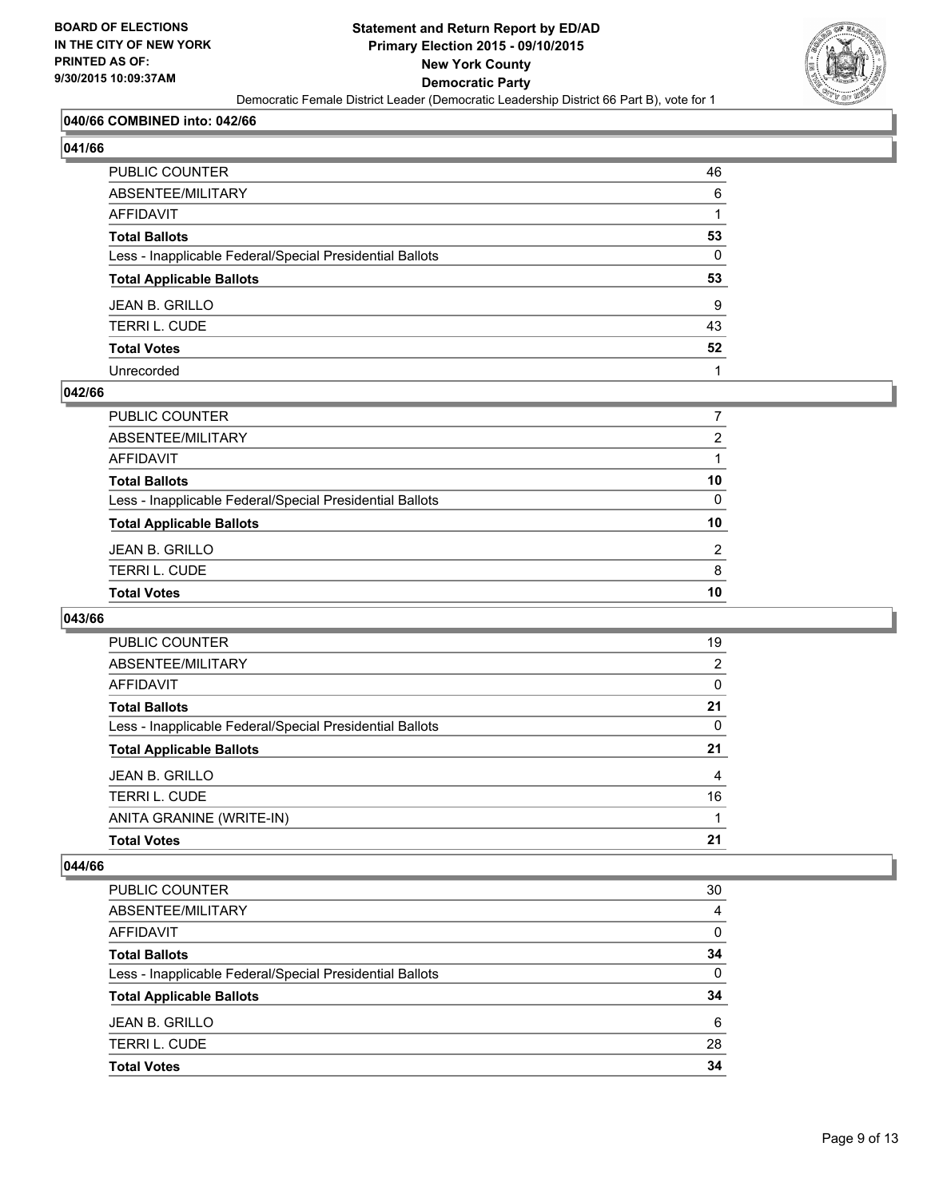**BOARD OF ELECTIONS IN THE CITY OF NEW YORK PRINTED AS OF: 9/30/2015 10:09:37AM**

**Statement and Return Report by ED/AD Primary Election 2015 - 09/10/2015 New York County Democratic Party**

Democratic Female District Leader (Democratic Leadership District 66 Part B), vote for 1

### 040/66 COMBINED into: 042/66

### 041/66

| | |
|---|---|
| PUBLIC COUNTER | 46 |
| ABSENTEE/MILITARY | 6 |
| AFFIDAVIT | 1 |
| **Total Ballots** | **53** |
| Less - Inapplicable Federal/Special Presidential Ballots | 0 |
| **Total Applicable Ballots** | **53** |
| JEAN B. GRILLO | 9 |
| TERRI L. CUDE | 43 |
| **Total Votes** | **52** |
| Unrecorded | 1 |

### 042/66

| | |
|---|---|
| PUBLIC COUNTER | 7 |
| ABSENTEE/MILITARY | 2 |
| AFFIDAVIT | 1 |
| **Total Ballots** | **10** |
| Less - Inapplicable Federal/Special Presidential Ballots | 0 |
| **Total Applicable Ballots** | **10** |
| JEAN B. GRILLO | 2 |
| TERRI L. CUDE | 8 |
| **Total Votes** | **10** |

### 043/66

| | |
|---|---|
| PUBLIC COUNTER | 19 |
| ABSENTEE/MILITARY | 2 |
| AFFIDAVIT | 0 |
| **Total Ballots** | **21** |
| Less - Inapplicable Federal/Special Presidential Ballots | 0 |
| **Total Applicable Ballots** | **21** |
| JEAN B. GRILLO | 4 |
| TERRI L. CUDE | 16 |
| ANITA GRANINE (WRITE-IN) | 1 |
| **Total Votes** | **21** |

### 044/66

| | |
|---|---|
| PUBLIC COUNTER | 30 |
| ABSENTEE/MILITARY | 4 |
| AFFIDAVIT | 0 |
| **Total Ballots** | **34** |
| Less - Inapplicable Federal/Special Presidential Ballots | 0 |
| **Total Applicable Ballots** | **34** |
| JEAN B. GRILLO | 6 |
| TERRI L. CUDE | 28 |
| **Total Votes** | **34** |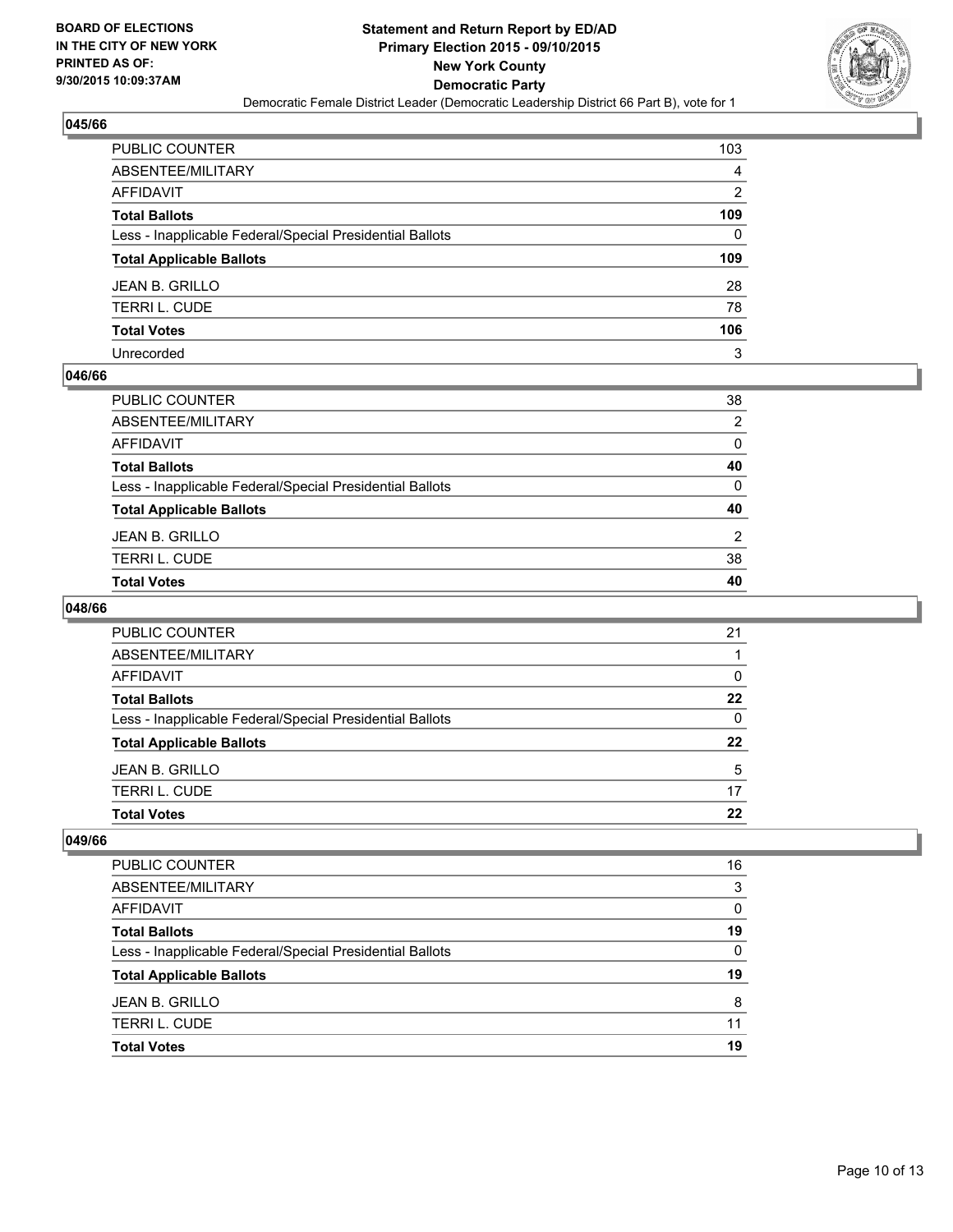**BOARD OF ELECTIONS IN THE CITY OF NEW YORK PRINTED AS OF: 9/30/2015 10:09:37AM**

**Statement and Return Report by ED/AD**
**Primary Election 2015 - 09/10/2015**
**New York County**
**Democratic Party**
Democratic Female District Leader (Democratic Leadership District 66 Part B), vote for 1

### 045/66

| | |
|---|---|
| PUBLIC COUNTER | 103 |
| ABSENTEE/MILITARY | 4 |
| AFFIDAVIT | 2 |
| **Total Ballots** | **109** |
| Less - Inapplicable Federal/Special Presidential Ballots | 0 |
| **Total Applicable Ballots** | **109** |
| JEAN B. GRILLO | 28 |
| TERRI L. CUDE | 78 |
| **Total Votes** | **106** |
| Unrecorded | 3 |

### 046/66

| | |
|---|---|
| PUBLIC COUNTER | 38 |
| ABSENTEE/MILITARY | 2 |
| AFFIDAVIT | 0 |
| **Total Ballots** | **40** |
| Less - Inapplicable Federal/Special Presidential Ballots | 0 |
| **Total Applicable Ballots** | **40** |
| JEAN B. GRILLO | 2 |
| TERRI L. CUDE | 38 |
| **Total Votes** | **40** |

### 048/66

| | |
|---|---|
| PUBLIC COUNTER | 21 |
| ABSENTEE/MILITARY | 1 |
| AFFIDAVIT | 0 |
| **Total Ballots** | **22** |
| Less - Inapplicable Federal/Special Presidential Ballots | 0 |
| **Total Applicable Ballots** | **22** |
| JEAN B. GRILLO | 5 |
| TERRI L. CUDE | 17 |
| **Total Votes** | **22** |

### 049/66

| | |
|---|---|
| PUBLIC COUNTER | 16 |
| ABSENTEE/MILITARY | 3 |
| AFFIDAVIT | 0 |
| **Total Ballots** | **19** |
| Less - Inapplicable Federal/Special Presidential Ballots | 0 |
| **Total Applicable Ballots** | **19** |
| JEAN B. GRILLO | 8 |
| TERRI L. CUDE | 11 |
| **Total Votes** | **19** |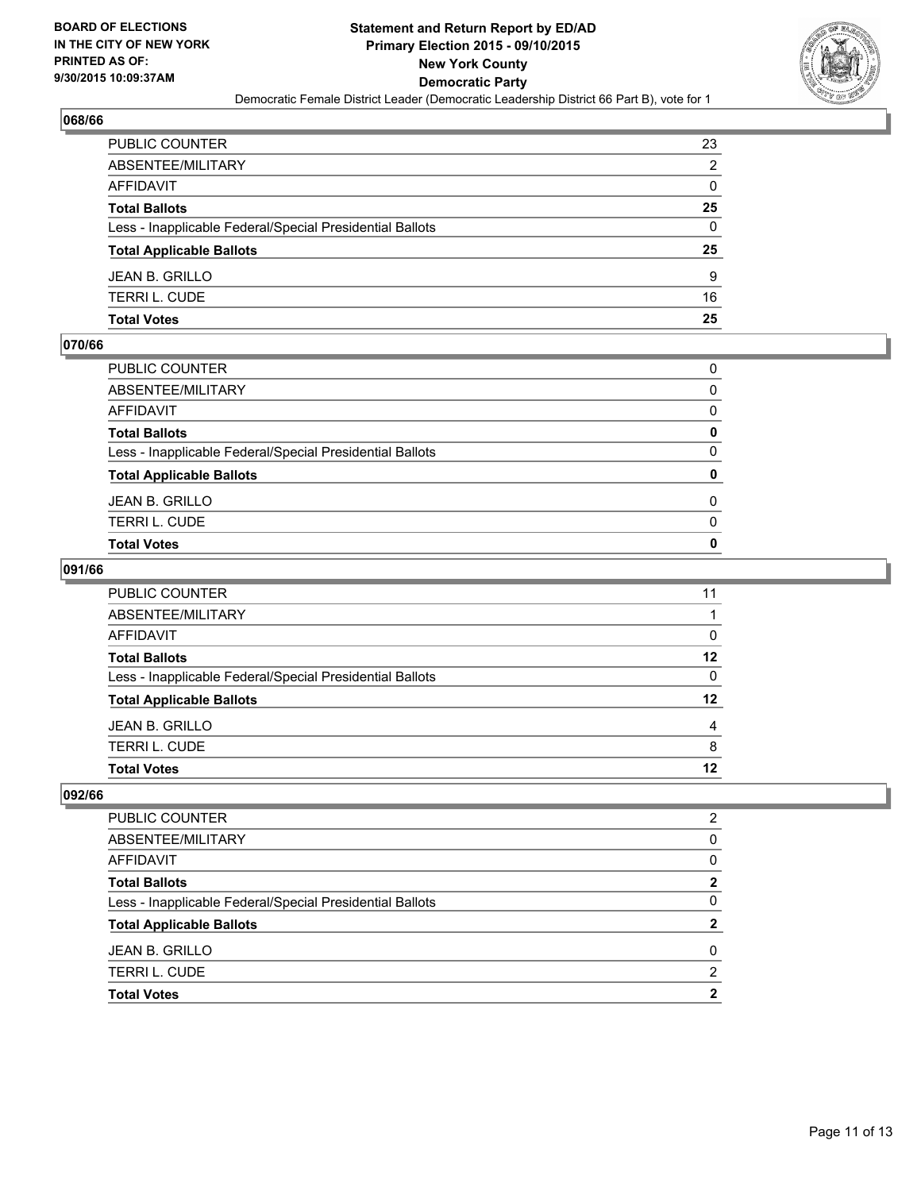**BOARD OF ELECTIONS IN THE CITY OF NEW YORK PRINTED AS OF: 9/30/2015 10:09:37AM**

# Statement and Return Report by ED/AD
## Primary Election 2015 - 09/10/2015
## New York County
## Democratic Party
### Democratic Female District Leader (Democratic Leadership District 66 Part B), vote for 1

### 068/66

| | |
|---|---|
| PUBLIC COUNTER | 23 |
| ABSENTEE/MILITARY | 2 |
| AFFIDAVIT | 0 |
| **Total Ballots** | **25** |
| Less - Inapplicable Federal/Special Presidential Ballots | 0 |
| **Total Applicable Ballots** | **25** |
| JEAN B. GRILLO | 9 |
| TERRI L. CUDE | 16 |
| **Total Votes** | **25** |

### 070/66

| | |
|---|---|
| PUBLIC COUNTER | 0 |
| ABSENTEE/MILITARY | 0 |
| AFFIDAVIT | 0 |
| **Total Ballots** | **0** |
| Less - Inapplicable Federal/Special Presidential Ballots | 0 |
| **Total Applicable Ballots** | **0** |
| JEAN B. GRILLO | 0 |
| TERRI L. CUDE | 0 |
| **Total Votes** | **0** |

### 091/66

| | |
|---|---|
| PUBLIC COUNTER | 11 |
| ABSENTEE/MILITARY | 1 |
| AFFIDAVIT | 0 |
| **Total Ballots** | **12** |
| Less - Inapplicable Federal/Special Presidential Ballots | 0 |
| **Total Applicable Ballots** | **12** |
| JEAN B. GRILLO | 4 |
| TERRI L. CUDE | 8 |
| **Total Votes** | **12** |

### 092/66

| | |
|---|---|
| PUBLIC COUNTER | 2 |
| ABSENTEE/MILITARY | 0 |
| AFFIDAVIT | 0 |
| **Total Ballots** | **2** |
| Less - Inapplicable Federal/Special Presidential Ballots | 0 |
| **Total Applicable Ballots** | **2** |
| JEAN B. GRILLO | 0 |
| TERRI L. CUDE | 2 |
| **Total Votes** | **2** |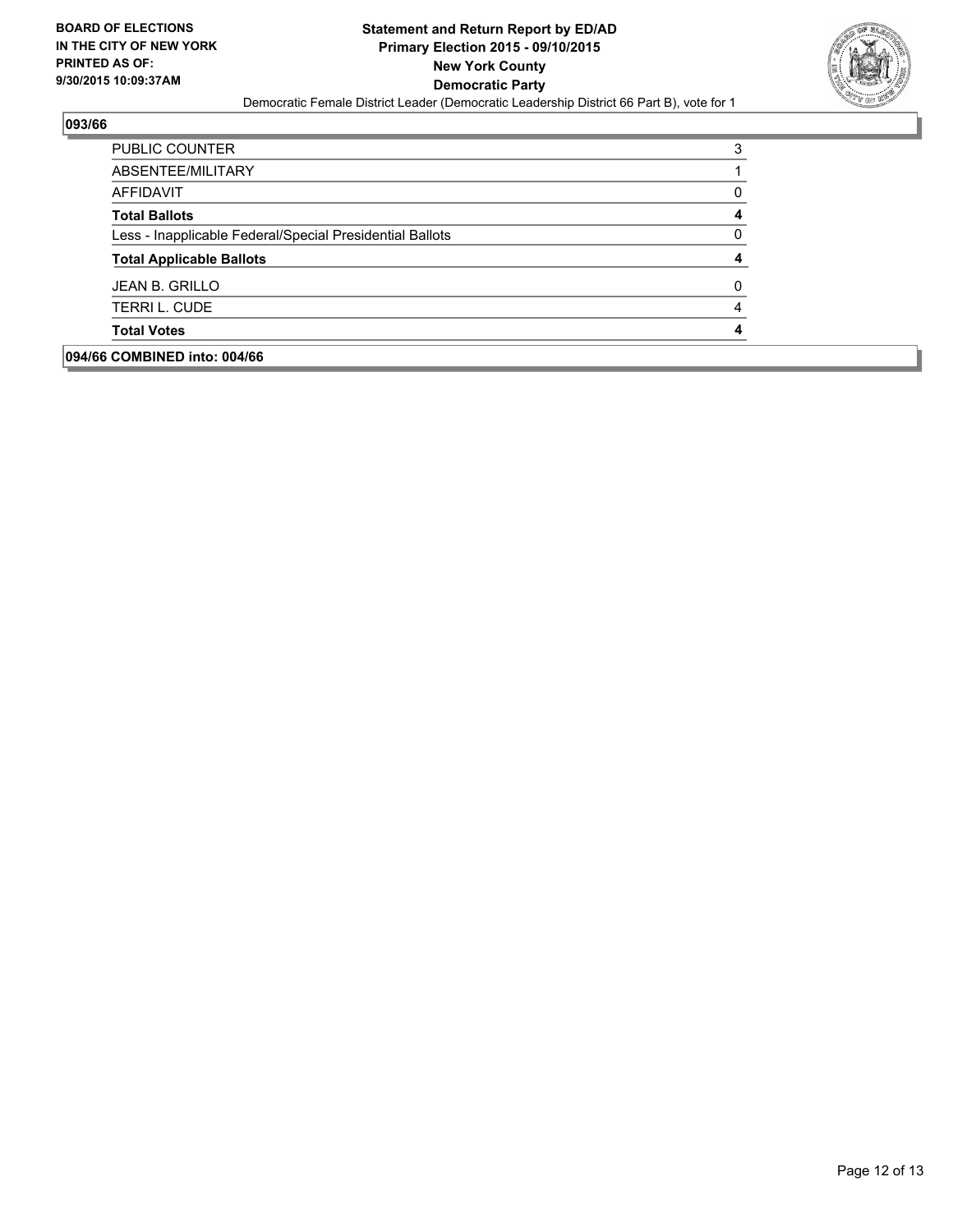**BOARD OF ELECTIONS IN THE CITY OF NEW YORK PRINTED AS OF: 9/30/2015 10:09:37AM**

**Statement and Return Report by ED/AD**
**Primary Election 2015 - 09/10/2015**
**New York County**
**Democratic Party**
Democratic Female District Leader (Democratic Leadership District 66 Part B), vote for 1

## 093/66

| | |
|---|---|
| PUBLIC COUNTER | 3 |
| ABSENTEE/MILITARY | 1 |
| AFFIDAVIT | 0 |
| **Total Ballots** | **4** |
| Less - Inapplicable Federal/Special Presidential Ballots | 0 |
| **Total Applicable Ballots** | **4** |
| JEAN B. GRILLO | 0 |
| TERRI L. CUDE | 4 |
| **Total Votes** | **4** |

## 094/66 COMBINED into: 004/66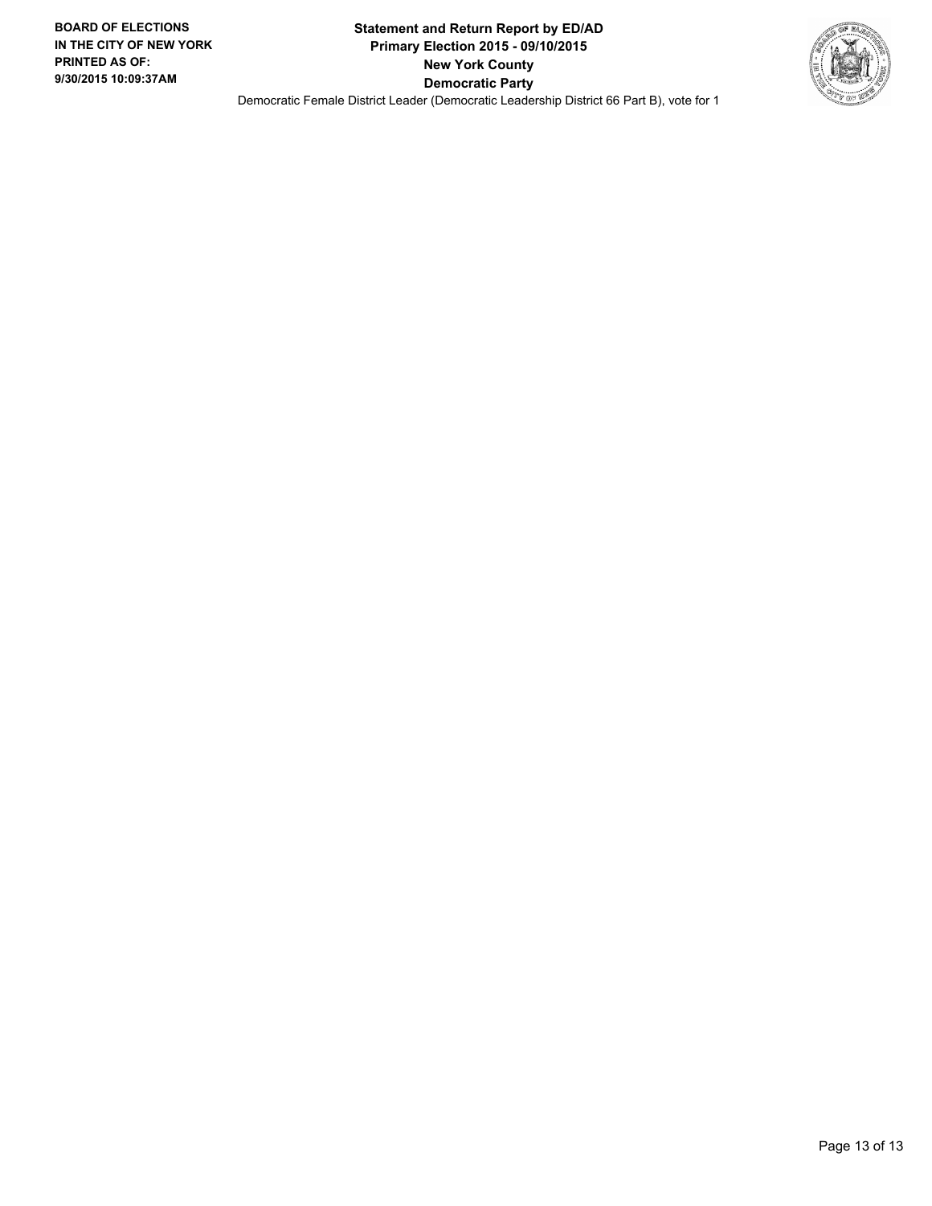**BOARD OF ELECTIONS IN THE CITY OF NEW YORK PRINTED AS OF: 9/30/2015 10:09:37AM**

**Statement and Return Report by ED/AD**
**Primary Election 2015 - 09/10/2015**
**New York County**
**Democratic Party**

Democratic Female District Leader (Democratic Leadership District 66 Part B), vote for 1